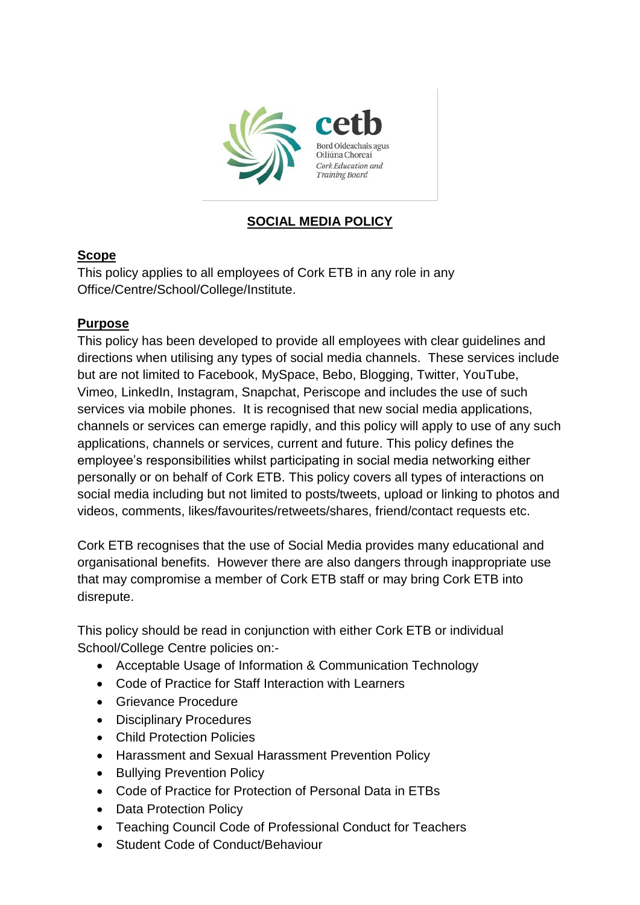cetb

Bord Oideachais agus Oiliúna Chorcaí

*Cork Education and Training Board*

# SOCIAL MEDIA POLICY

## Scope

This policy applies to all employees of Cork ETB in any role in any Office/Centre/School/College/Institute.

## Purpose

This policy has been developed to provide all employees with clear guidelines and directions when utilising any types of social media channels. These services include but are not limited to Facebook, MySpace, Bebo, Blogging, Twitter, YouTube, Vimeo, LinkedIn, Instagram, Snapchat, Periscope and includes the use of such services via mobile phones. It is recognised that new social media applications, channels or services can emerge rapidly, and this policy will apply to use of any such applications, channels or services, current and future. This policy defines the employee's responsibilities whilst participating in social media networking either personally or on behalf of Cork ETB. This policy covers all types of interactions on social media including but not limited to posts/tweets, upload or linking to photos and videos, comments, likes/favourites/retweets/shares, friend/contact requests etc.

Cork ETB recognises that the use of Social Media provides many educational and organisational benefits. However there are also dangers through inappropriate use that may compromise a member of Cork ETB staff or may bring Cork ETB into disrepute.

This policy should be read in conjunction with either Cork ETB or individual School/College Centre policies on:-

- Acceptable Usage of Information & Communication Technology
- Code of Practice for Staff Interaction with Learners
- Grievance Procedure
- Disciplinary Procedures
- Child Protection Policies
- Harassment and Sexual Harassment Prevention Policy
- Bullying Prevention Policy
- Code of Practice for Protection of Personal Data in ETBs
- Data Protection Policy
- Teaching Council Code of Professional Conduct for Teachers
- Student Code of Conduct/Behaviour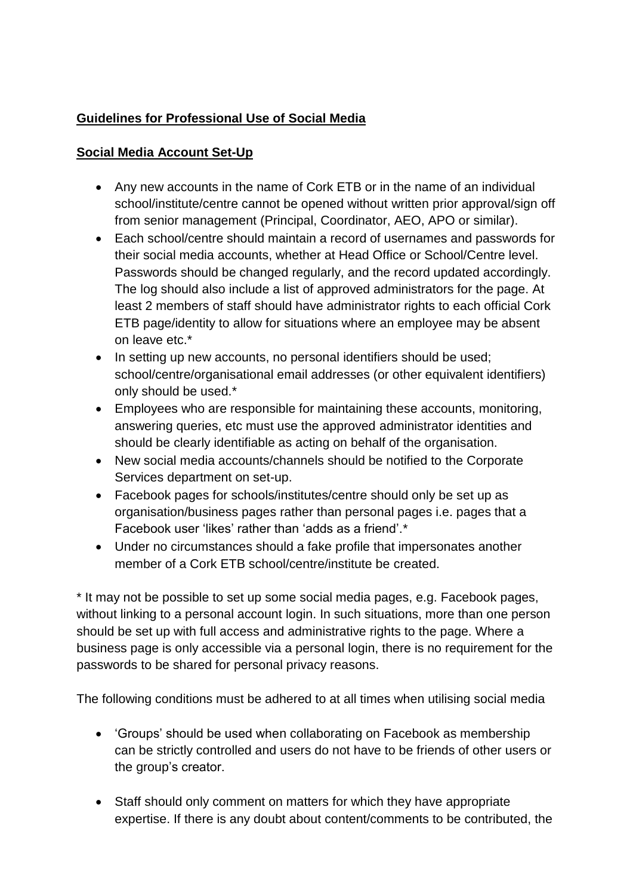**Guidelines for Professional Use of Social Media**

**Social Media Account Set-Up**

- Any new accounts in the name of Cork ETB or in the name of an individual school/institute/centre cannot be opened without written prior approval/sign off from senior management (Principal, Coordinator, AEO, APO or similar).
- Each school/centre should maintain a record of usernames and passwords for their social media accounts, whether at Head Office or School/Centre level. Passwords should be changed regularly, and the record updated accordingly. The log should also include a list of approved administrators for the page. At least 2 members of staff should have administrator rights to each official Cork ETB page/identity to allow for situations where an employee may be absent on leave etc.*
- In setting up new accounts, no personal identifiers should be used; school/centre/organisational email addresses (or other equivalent identifiers) only should be used.*
- Employees who are responsible for maintaining these accounts, monitoring, answering queries, etc must use the approved administrator identities and should be clearly identifiable as acting on behalf of the organisation.
- New social media accounts/channels should be notified to the Corporate Services department on set-up.
- Facebook pages for schools/institutes/centre should only be set up as organisation/business pages rather than personal pages i.e. pages that a Facebook user 'likes' rather than 'adds as a friend'.*
- Under no circumstances should a fake profile that impersonates another member of a Cork ETB school/centre/institute be created.

* It may not be possible to set up some social media pages, e.g. Facebook pages, without linking to a personal account login. In such situations, more than one person should be set up with full access and administrative rights to the page. Where a business page is only accessible via a personal login, there is no requirement for the passwords to be shared for personal privacy reasons.

The following conditions must be adhered to at all times when utilising social media

- 'Groups' should be used when collaborating on Facebook as membership can be strictly controlled and users do not have to be friends of other users or the group's creator.

- Staff should only comment on matters for which they have appropriate expertise. If there is any doubt about content/comments to be contributed, the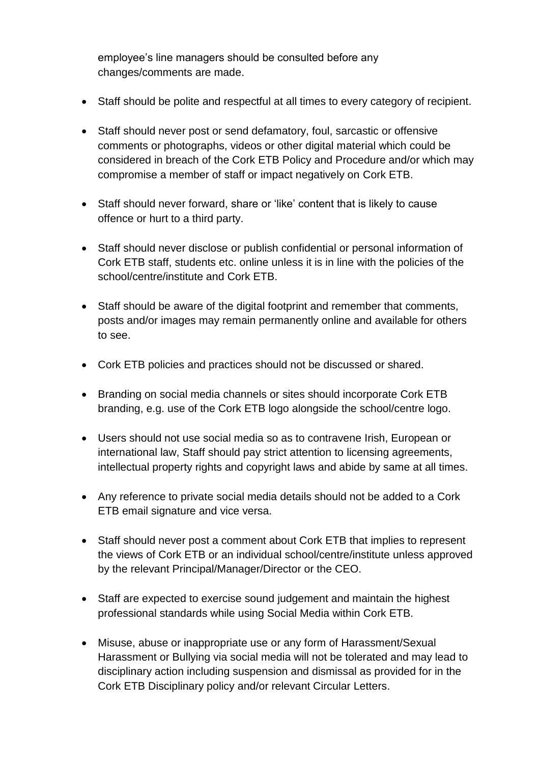employee's line managers should be consulted before any changes/comments are made.

- Staff should be polite and respectful at all times to every category of recipient.
- Staff should never post or send defamatory, foul, sarcastic or offensive comments or photographs, videos or other digital material which could be considered in breach of the Cork ETB Policy and Procedure and/or which may compromise a member of staff or impact negatively on Cork ETB.
- Staff should never forward, share or 'like' content that is likely to cause offence or hurt to a third party.
- Staff should never disclose or publish confidential or personal information of Cork ETB staff, students etc. online unless it is in line with the policies of the school/centre/institute and Cork ETB.
- Staff should be aware of the digital footprint and remember that comments, posts and/or images may remain permanently online and available for others to see.
- Cork ETB policies and practices should not be discussed or shared.
- Branding on social media channels or sites should incorporate Cork ETB branding, e.g. use of the Cork ETB logo alongside the school/centre logo.
- Users should not use social media so as to contravene Irish, European or international law, Staff should pay strict attention to licensing agreements, intellectual property rights and copyright laws and abide by same at all times.
- Any reference to private social media details should not be added to a Cork ETB email signature and vice versa.
- Staff should never post a comment about Cork ETB that implies to represent the views of Cork ETB or an individual school/centre/institute unless approved by the relevant Principal/Manager/Director or the CEO.
- Staff are expected to exercise sound judgement and maintain the highest professional standards while using Social Media within Cork ETB.
- Misuse, abuse or inappropriate use or any form of Harassment/Sexual Harassment or Bullying via social media will not be tolerated and may lead to disciplinary action including suspension and dismissal as provided for in the Cork ETB Disciplinary policy and/or relevant Circular Letters.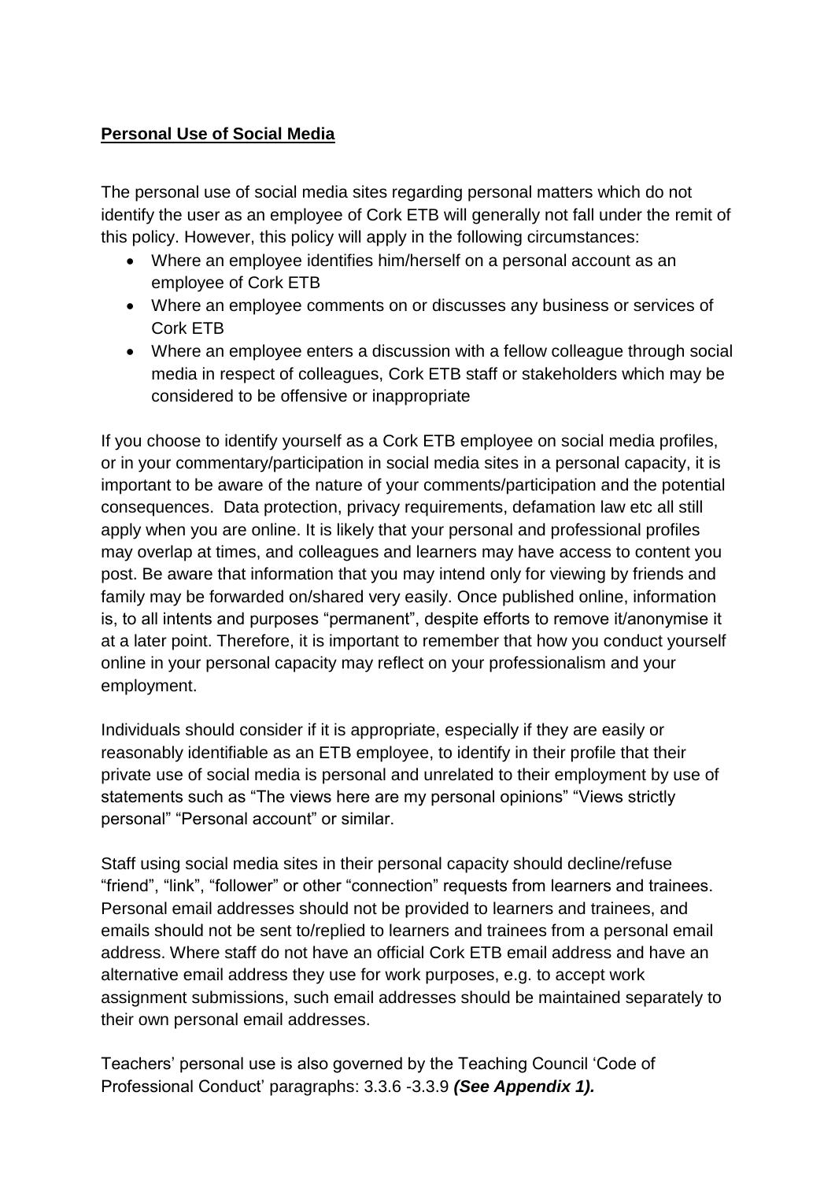**Personal Use of Social Media**

The personal use of social media sites regarding personal matters which do not identify the user as an employee of Cork ETB will generally not fall under the remit of this policy. However, this policy will apply in the following circumstances:

- Where an employee identifies him/herself on a personal account as an employee of Cork ETB
- Where an employee comments on or discusses any business or services of Cork ETB
- Where an employee enters a discussion with a fellow colleague through social media in respect of colleagues, Cork ETB staff or stakeholders which may be considered to be offensive or inappropriate

If you choose to identify yourself as a Cork ETB employee on social media profiles, or in your commentary/participation in social media sites in a personal capacity, it is important to be aware of the nature of your comments/participation and the potential consequences. Data protection, privacy requirements, defamation law etc all still apply when you are online. It is likely that your personal and professional profiles may overlap at times, and colleagues and learners may have access to content you post. Be aware that information that you may intend only for viewing by friends and family may be forwarded on/shared very easily. Once published online, information is, to all intents and purposes "permanent", despite efforts to remove it/anonymise it at a later point. Therefore, it is important to remember that how you conduct yourself online in your personal capacity may reflect on your professionalism and your employment.

Individuals should consider if it is appropriate, especially if they are easily or reasonably identifiable as an ETB employee, to identify in their profile that their private use of social media is personal and unrelated to their employment by use of statements such as "The views here are my personal opinions" "Views strictly personal" "Personal account" or similar.

Staff using social media sites in their personal capacity should decline/refuse "friend", "link", "follower" or other "connection" requests from learners and trainees. Personal email addresses should not be provided to learners and trainees, and emails should not be sent to/replied to learners and trainees from a personal email address. Where staff do not have an official Cork ETB email address and have an alternative email address they use for work purposes, e.g. to accept work assignment submissions, such email addresses should be maintained separately to their own personal email addresses.

Teachers' personal use is also governed by the Teaching Council 'Code of Professional Conduct' paragraphs: 3.3.6 -3.3.9 ***(See Appendix 1).***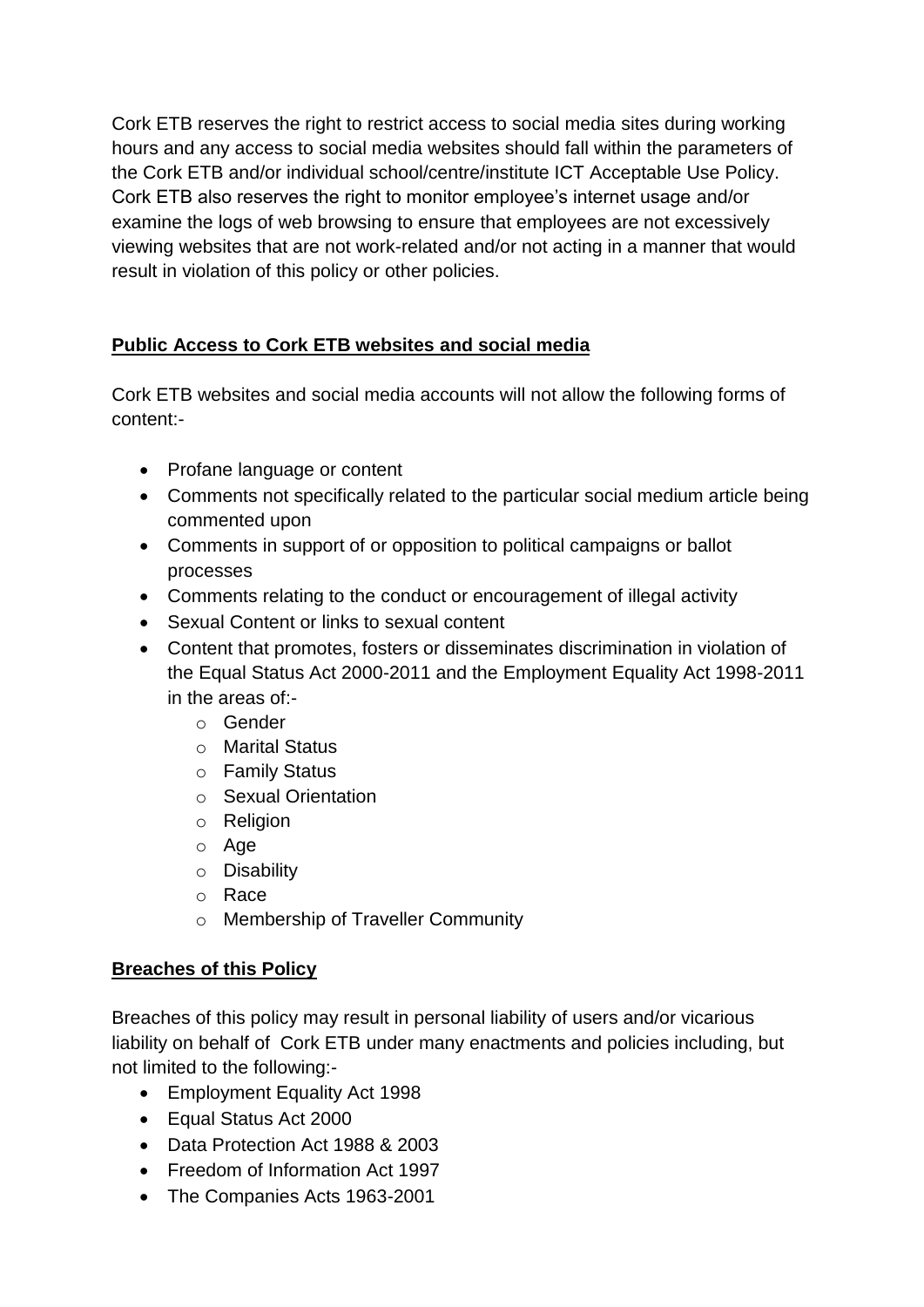Cork ETB reserves the right to restrict access to social media sites during working hours and any access to social media websites should fall within the parameters of the Cork ETB and/or individual school/centre/institute ICT Acceptable Use Policy. Cork ETB also reserves the right to monitor employee's internet usage and/or examine the logs of web browsing to ensure that employees are not excessively viewing websites that are not work-related and/or not acting in a manner that would result in violation of this policy or other policies.

## Public Access to Cork ETB websites and social media

Cork ETB websites and social media accounts will not allow the following forms of content:-

- Profane language or content
- Comments not specifically related to the particular social medium article being commented upon
- Comments in support of or opposition to political campaigns or ballot processes
- Comments relating to the conduct or encouragement of illegal activity
- Sexual Content or links to sexual content
- Content that promotes, fosters or disseminates discrimination in violation of the Equal Status Act 2000-2011 and the Employment Equality Act 1998-2011 in the areas of:-
  - Gender
  - Marital Status
  - Family Status
  - Sexual Orientation
  - Religion
  - Age
  - Disability
  - Race
  - Membership of Traveller Community

## Breaches of this Policy

Breaches of this policy may result in personal liability of users and/or vicarious liability on behalf of Cork ETB under many enactments and policies including, but not limited to the following:-

- Employment Equality Act 1998
- Equal Status Act 2000
- Data Protection Act 1988 & 2003
- Freedom of Information Act 1997
- The Companies Acts 1963-2001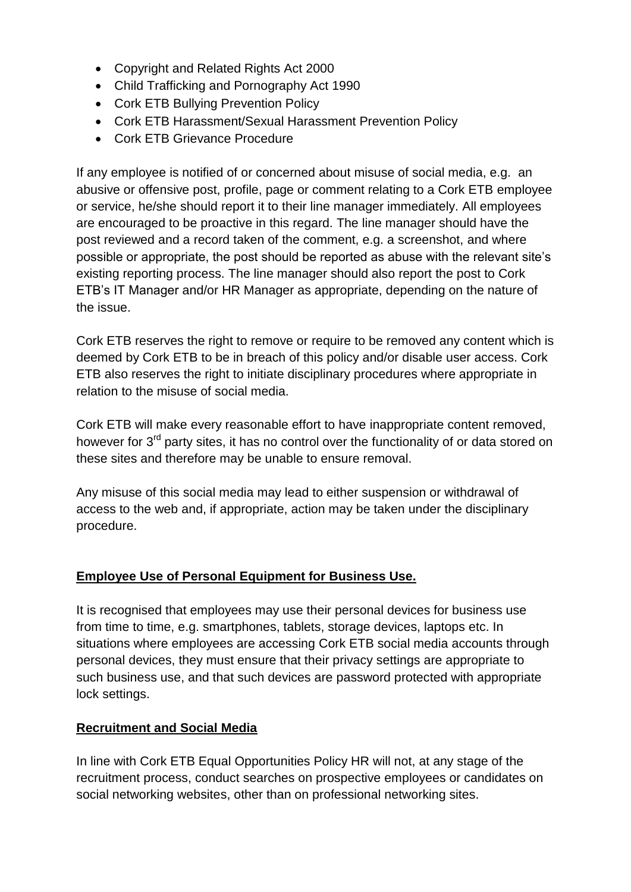- Copyright and Related Rights Act 2000
- Child Trafficking and Pornography Act 1990
- Cork ETB Bullying Prevention Policy
- Cork ETB Harassment/Sexual Harassment Prevention Policy
- Cork ETB Grievance Procedure

If any employee is notified of or concerned about misuse of social media, e.g. an abusive or offensive post, profile, page or comment relating to a Cork ETB employee or service, he/she should report it to their line manager immediately. All employees are encouraged to be proactive in this regard. The line manager should have the post reviewed and a record taken of the comment, e.g. a screenshot, and where possible or appropriate, the post should be reported as abuse with the relevant site's existing reporting process. The line manager should also report the post to Cork ETB's IT Manager and/or HR Manager as appropriate, depending on the nature of the issue.

Cork ETB reserves the right to remove or require to be removed any content which is deemed by Cork ETB to be in breach of this policy and/or disable user access. Cork ETB also reserves the right to initiate disciplinary procedures where appropriate in relation to the misuse of social media.

Cork ETB will make every reasonable effort to have inappropriate content removed, however for 3rd party sites, it has no control over the functionality of or data stored on these sites and therefore may be unable to ensure removal.

Any misuse of this social media may lead to either suspension or withdrawal of access to the web and, if appropriate, action may be taken under the disciplinary procedure.

## Employee Use of Personal Equipment for Business Use.

It is recognised that employees may use their personal devices for business use from time to time, e.g. smartphones, tablets, storage devices, laptops etc. In situations where employees are accessing Cork ETB social media accounts through personal devices, they must ensure that their privacy settings are appropriate to such business use, and that such devices are password protected with appropriate lock settings.

## Recruitment and Social Media

In line with Cork ETB Equal Opportunities Policy HR will not, at any stage of the recruitment process, conduct searches on prospective employees or candidates on social networking websites, other than on professional networking sites.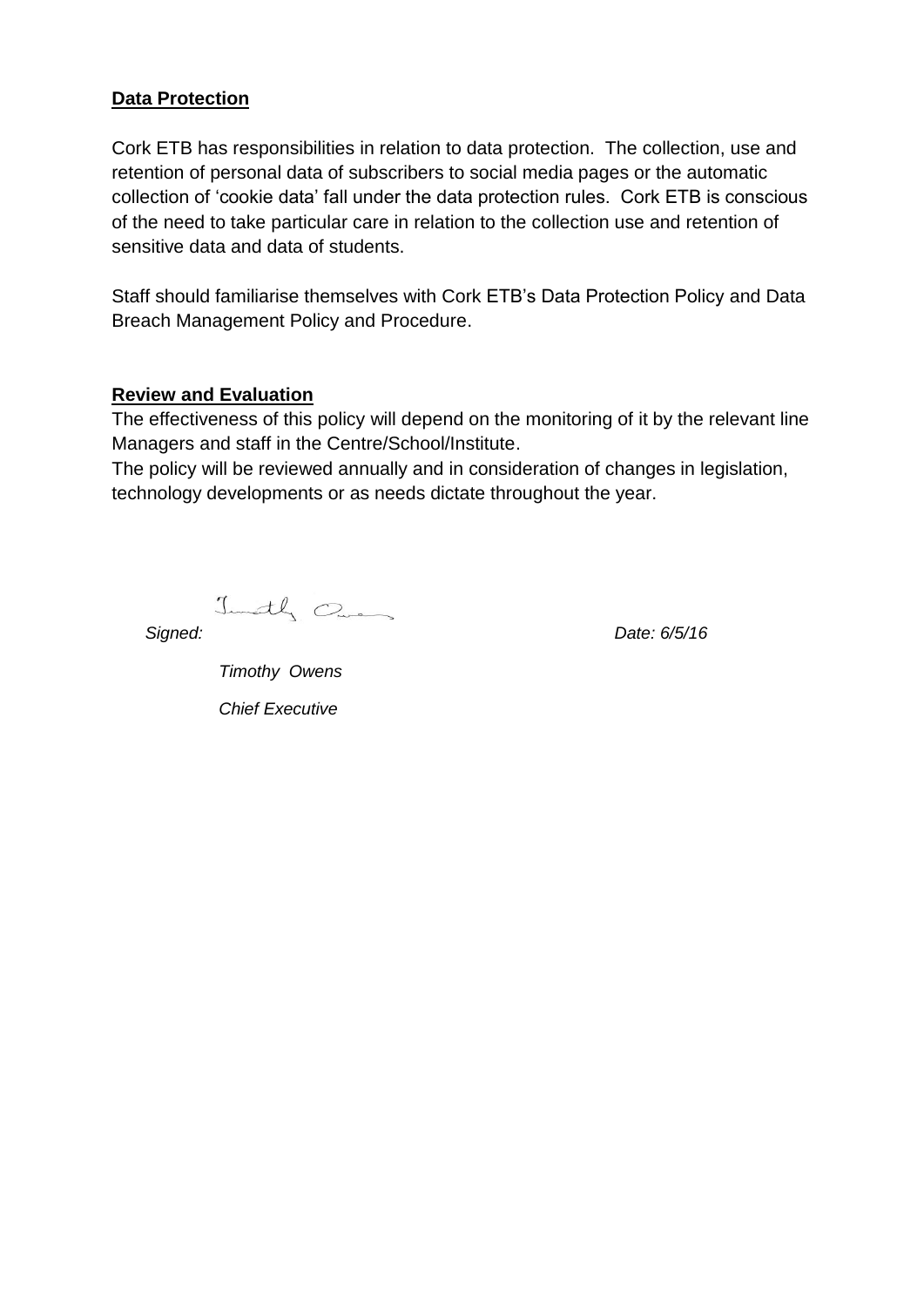**Data Protection**

Cork ETB has responsibilities in relation to data protection. The collection, use and retention of personal data of subscribers to social media pages or the automatic collection of 'cookie data' fall under the data protection rules. Cork ETB is conscious of the need to take particular care in relation to the collection use and retention of sensitive data and data of students.

Staff should familiarise themselves with Cork ETB's Data Protection Policy and Data Breach Management Policy and Procedure.

**Review and Evaluation**

The effectiveness of this policy will depend on the monitoring of it by the relevant line Managers and staff in the Centre/School/Institute.
The policy will be reviewed annually and in consideration of changes in legislation, technology developments or as needs dictate throughout the year.

*Signed:* *Date: 6/5/16*

*Timothy Owens*

*Chief Executive*